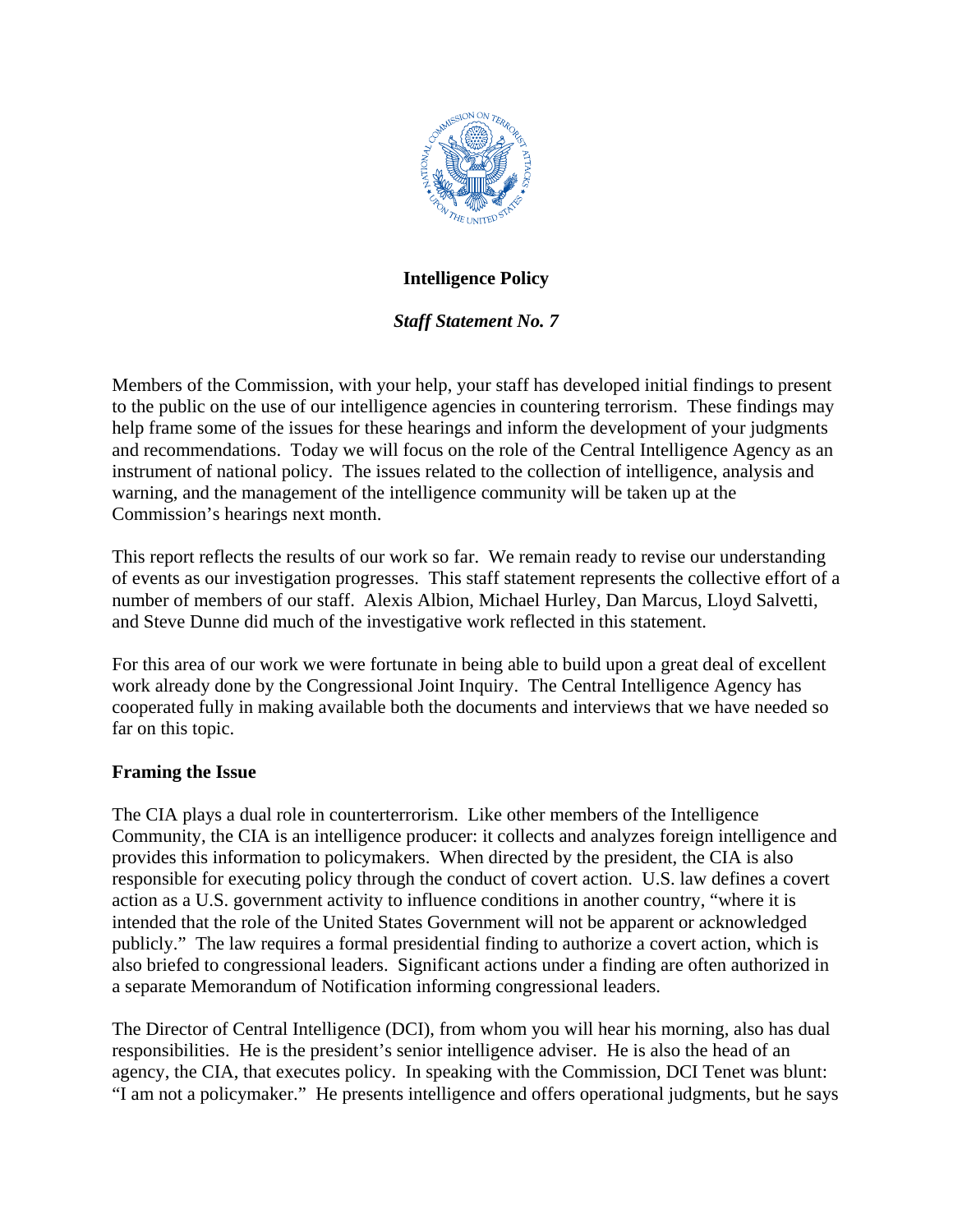# Intelligence Policy

***Staff Statement No. 7***

Members of the Commission, with your help, your staff has developed initial findings to present to the public on the use of our intelligence agencies in countering terrorism. These findings may help frame some of the issues for these hearings and inform the development of your judgments and recommendations. Today we will focus on the role of the Central Intelligence Agency as an instrument of national policy. The issues related to the collection of intelligence, analysis and warning, and the management of the intelligence community will be taken up at the Commission's hearings next month.

This report reflects the results of our work so far. We remain ready to revise our understanding of events as our investigation progresses. This staff statement represents the collective effort of a number of members of our staff. Alexis Albion, Michael Hurley, Dan Marcus, Lloyd Salvetti, and Steve Dunne did much of the investigative work reflected in this statement.

For this area of our work we were fortunate in being able to build upon a great deal of excellent work already done by the Congressional Joint Inquiry. The Central Intelligence Agency has cooperated fully in making available both the documents and interviews that we have needed so far on this topic.

## Framing the Issue

The CIA plays a dual role in counterterrorism. Like other members of the Intelligence Community, the CIA is an intelligence producer: it collects and analyzes foreign intelligence and provides this information to policymakers. When directed by the president, the CIA is also responsible for executing policy through the conduct of covert action. U.S. law defines a covert action as a U.S. government activity to influence conditions in another country, "where it is intended that the role of the United States Government will not be apparent or acknowledged publicly." The law requires a formal presidential finding to authorize a covert action, which is also briefed to congressional leaders. Significant actions under a finding are often authorized in a separate Memorandum of Notification informing congressional leaders.

The Director of Central Intelligence (DCI), from whom you will hear his morning, also has dual responsibilities. He is the president's senior intelligence adviser. He is also the head of an agency, the CIA, that executes policy. In speaking with the Commission, DCI Tenet was blunt: "I am not a policymaker." He presents intelligence and offers operational judgments, but he says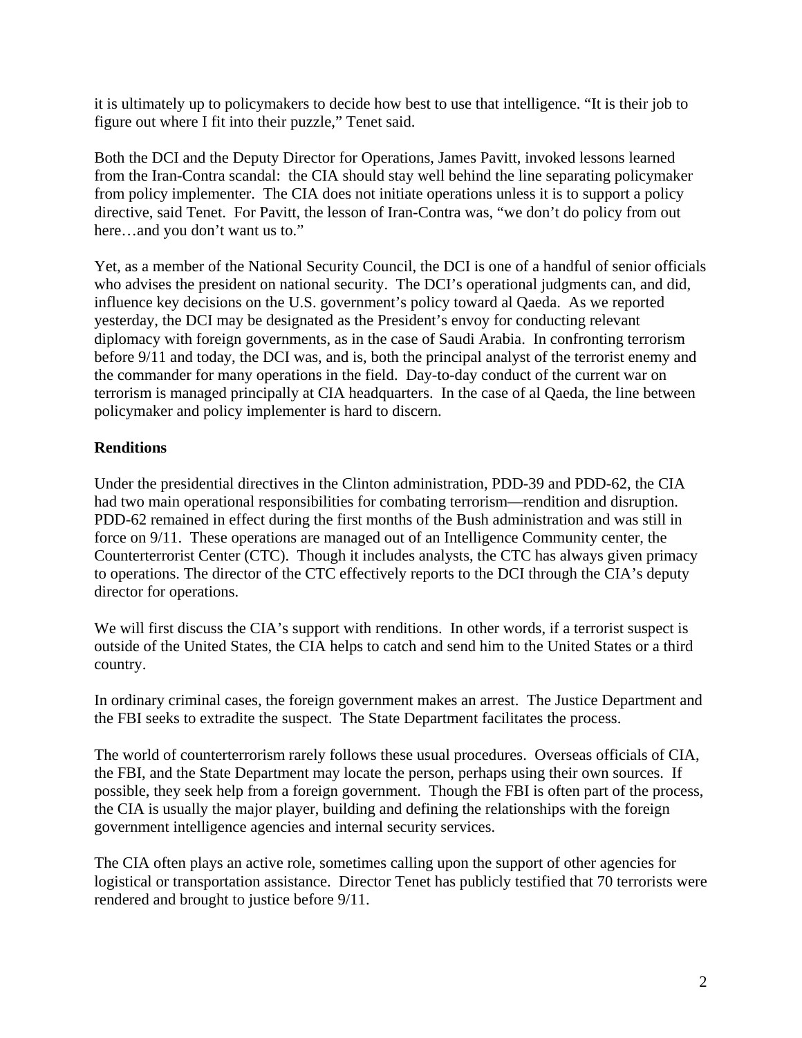it is ultimately up to policymakers to decide how best to use that intelligence. "It is their job to figure out where I fit into their puzzle," Tenet said.

Both the DCI and the Deputy Director for Operations, James Pavitt, invoked lessons learned from the Iran-Contra scandal: the CIA should stay well behind the line separating policymaker from policy implementer. The CIA does not initiate operations unless it is to support a policy directive, said Tenet. For Pavitt, the lesson of Iran-Contra was, "we don't do policy from out here…and you don't want us to."

Yet, as a member of the National Security Council, the DCI is one of a handful of senior officials who advises the president on national security. The DCI's operational judgments can, and did, influence key decisions on the U.S. government's policy toward al Qaeda. As we reported yesterday, the DCI may be designated as the President's envoy for conducting relevant diplomacy with foreign governments, as in the case of Saudi Arabia. In confronting terrorism before 9/11 and today, the DCI was, and is, both the principal analyst of the terrorist enemy and the commander for many operations in the field. Day-to-day conduct of the current war on terrorism is managed principally at CIA headquarters. In the case of al Qaeda, the line between policymaker and policy implementer is hard to discern.

**Renditions**

Under the presidential directives in the Clinton administration, PDD-39 and PDD-62, the CIA had two main operational responsibilities for combating terrorism—rendition and disruption. PDD-62 remained in effect during the first months of the Bush administration and was still in force on 9/11. These operations are managed out of an Intelligence Community center, the Counterterrorist Center (CTC). Though it includes analysts, the CTC has always given primacy to operations. The director of the CTC effectively reports to the DCI through the CIA's deputy director for operations.

We will first discuss the CIA's support with renditions. In other words, if a terrorist suspect is outside of the United States, the CIA helps to catch and send him to the United States or a third country.

In ordinary criminal cases, the foreign government makes an arrest. The Justice Department and the FBI seeks to extradite the suspect. The State Department facilitates the process.

The world of counterterrorism rarely follows these usual procedures. Overseas officials of CIA, the FBI, and the State Department may locate the person, perhaps using their own sources. If possible, they seek help from a foreign government. Though the FBI is often part of the process, the CIA is usually the major player, building and defining the relationships with the foreign government intelligence agencies and internal security services.

The CIA often plays an active role, sometimes calling upon the support of other agencies for logistical or transportation assistance. Director Tenet has publicly testified that 70 terrorists were rendered and brought to justice before 9/11.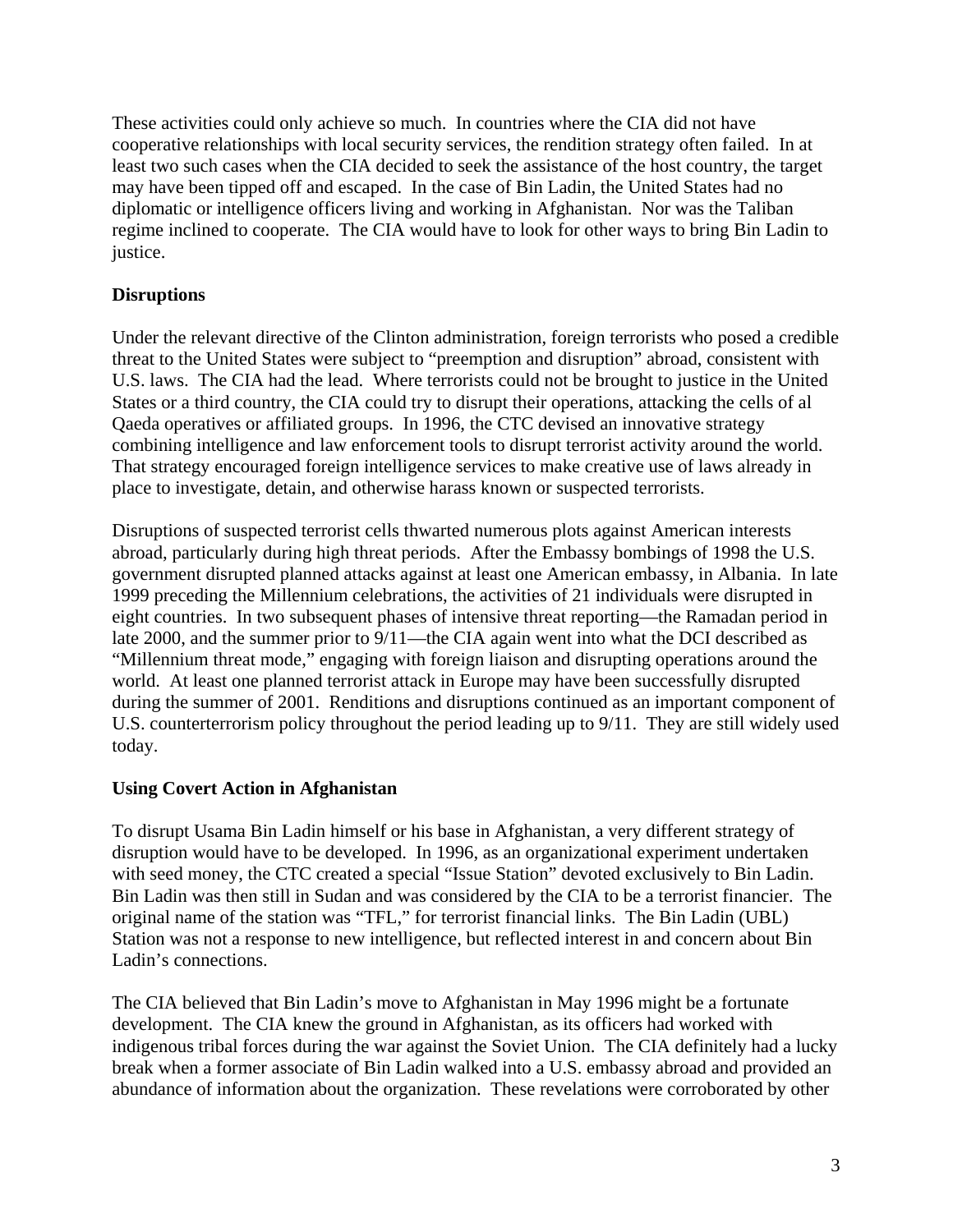These activities could only achieve so much. In countries where the CIA did not have cooperative relationships with local security services, the rendition strategy often failed. In at least two such cases when the CIA decided to seek the assistance of the host country, the target may have been tipped off and escaped. In the case of Bin Ladin, the United States had no diplomatic or intelligence officers living and working in Afghanistan. Nor was the Taliban regime inclined to cooperate. The CIA would have to look for other ways to bring Bin Ladin to justice.

**Disruptions**

Under the relevant directive of the Clinton administration, foreign terrorists who posed a credible threat to the United States were subject to "preemption and disruption" abroad, consistent with U.S. laws. The CIA had the lead. Where terrorists could not be brought to justice in the United States or a third country, the CIA could try to disrupt their operations, attacking the cells of al Qaeda operatives or affiliated groups. In 1996, the CTC devised an innovative strategy combining intelligence and law enforcement tools to disrupt terrorist activity around the world. That strategy encouraged foreign intelligence services to make creative use of laws already in place to investigate, detain, and otherwise harass known or suspected terrorists.

Disruptions of suspected terrorist cells thwarted numerous plots against American interests abroad, particularly during high threat periods. After the Embassy bombings of 1998 the U.S. government disrupted planned attacks against at least one American embassy, in Albania. In late 1999 preceding the Millennium celebrations, the activities of 21 individuals were disrupted in eight countries. In two subsequent phases of intensive threat reporting—the Ramadan period in late 2000, and the summer prior to 9/11—the CIA again went into what the DCI described as "Millennium threat mode," engaging with foreign liaison and disrupting operations around the world. At least one planned terrorist attack in Europe may have been successfully disrupted during the summer of 2001. Renditions and disruptions continued as an important component of U.S. counterterrorism policy throughout the period leading up to 9/11. They are still widely used today.

**Using Covert Action in Afghanistan**

To disrupt Usama Bin Ladin himself or his base in Afghanistan, a very different strategy of disruption would have to be developed. In 1996, as an organizational experiment undertaken with seed money, the CTC created a special "Issue Station" devoted exclusively to Bin Ladin. Bin Ladin was then still in Sudan and was considered by the CIA to be a terrorist financier. The original name of the station was "TFL," for terrorist financial links. The Bin Ladin (UBL) Station was not a response to new intelligence, but reflected interest in and concern about Bin Ladin's connections.

The CIA believed that Bin Ladin's move to Afghanistan in May 1996 might be a fortunate development. The CIA knew the ground in Afghanistan, as its officers had worked with indigenous tribal forces during the war against the Soviet Union. The CIA definitely had a lucky break when a former associate of Bin Ladin walked into a U.S. embassy abroad and provided an abundance of information about the organization. These revelations were corroborated by other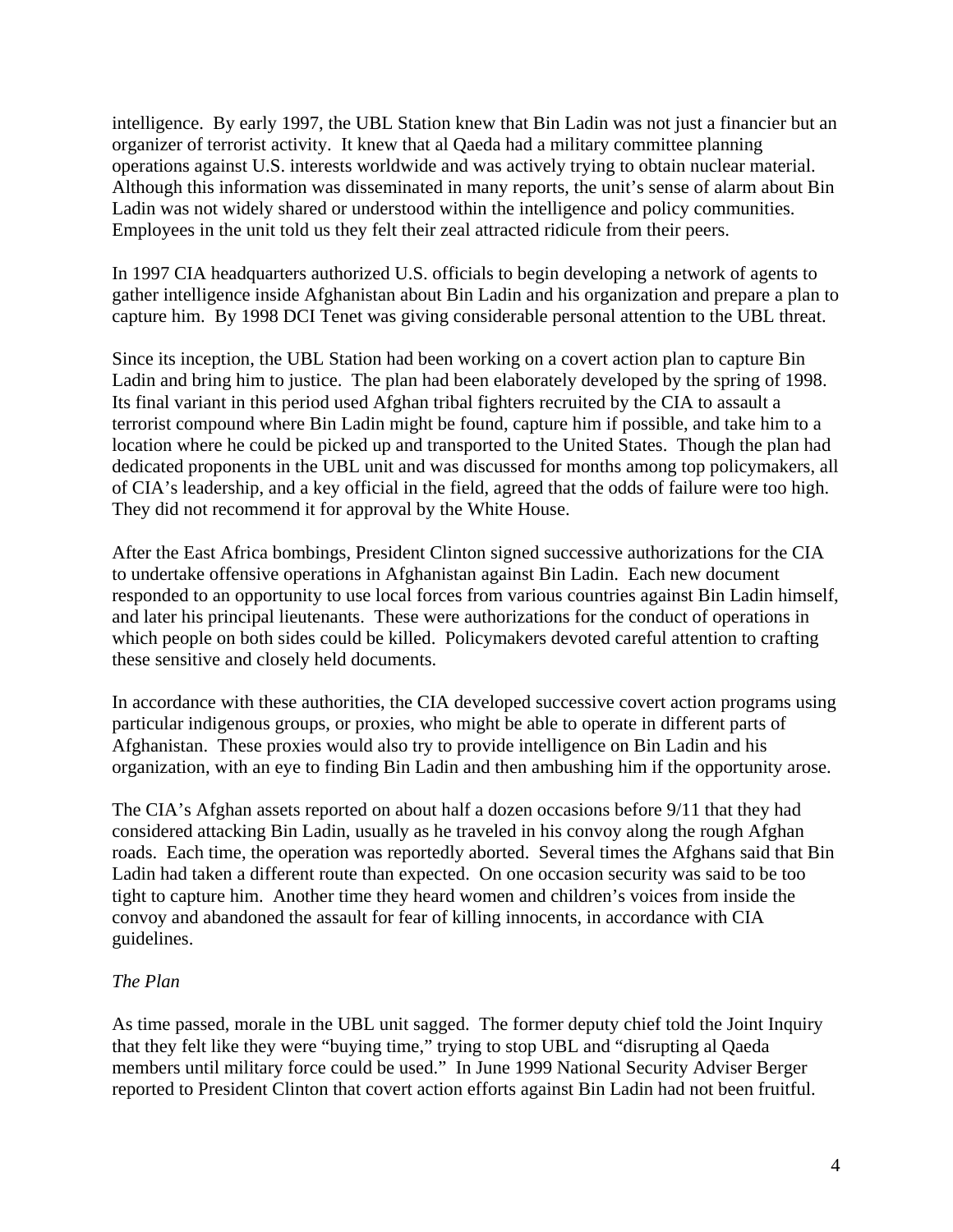intelligence. By early 1997, the UBL Station knew that Bin Ladin was not just a financier but an organizer of terrorist activity. It knew that al Qaeda had a military committee planning operations against U.S. interests worldwide and was actively trying to obtain nuclear material. Although this information was disseminated in many reports, the unit's sense of alarm about Bin Ladin was not widely shared or understood within the intelligence and policy communities. Employees in the unit told us they felt their zeal attracted ridicule from their peers.

In 1997 CIA headquarters authorized U.S. officials to begin developing a network of agents to gather intelligence inside Afghanistan about Bin Ladin and his organization and prepare a plan to capture him. By 1998 DCI Tenet was giving considerable personal attention to the UBL threat.

Since its inception, the UBL Station had been working on a covert action plan to capture Bin Ladin and bring him to justice. The plan had been elaborately developed by the spring of 1998. Its final variant in this period used Afghan tribal fighters recruited by the CIA to assault a terrorist compound where Bin Ladin might be found, capture him if possible, and take him to a location where he could be picked up and transported to the United States. Though the plan had dedicated proponents in the UBL unit and was discussed for months among top policymakers, all of CIA's leadership, and a key official in the field, agreed that the odds of failure were too high. They did not recommend it for approval by the White House.

After the East Africa bombings, President Clinton signed successive authorizations for the CIA to undertake offensive operations in Afghanistan against Bin Ladin. Each new document responded to an opportunity to use local forces from various countries against Bin Ladin himself, and later his principal lieutenants. These were authorizations for the conduct of operations in which people on both sides could be killed. Policymakers devoted careful attention to crafting these sensitive and closely held documents.

In accordance with these authorities, the CIA developed successive covert action programs using particular indigenous groups, or proxies, who might be able to operate in different parts of Afghanistan. These proxies would also try to provide intelligence on Bin Ladin and his organization, with an eye to finding Bin Ladin and then ambushing him if the opportunity arose.

The CIA's Afghan assets reported on about half a dozen occasions before 9/11 that they had considered attacking Bin Ladin, usually as he traveled in his convoy along the rough Afghan roads. Each time, the operation was reportedly aborted. Several times the Afghans said that Bin Ladin had taken a different route than expected. On one occasion security was said to be too tight to capture him. Another time they heard women and children's voices from inside the convoy and abandoned the assault for fear of killing innocents, in accordance with CIA guidelines.

*The Plan*

As time passed, morale in the UBL unit sagged. The former deputy chief told the Joint Inquiry that they felt like they were "buying time," trying to stop UBL and "disrupting al Qaeda members until military force could be used." In June 1999 National Security Adviser Berger reported to President Clinton that covert action efforts against Bin Ladin had not been fruitful.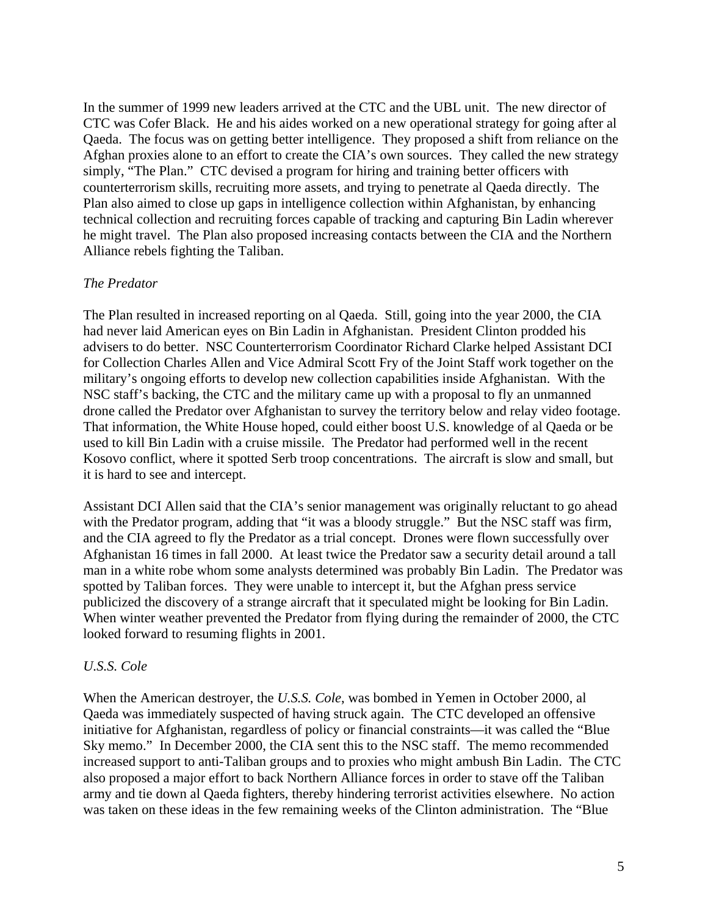In the summer of 1999 new leaders arrived at the CTC and the UBL unit. The new director of CTC was Cofer Black. He and his aides worked on a new operational strategy for going after al Qaeda. The focus was on getting better intelligence. They proposed a shift from reliance on the Afghan proxies alone to an effort to create the CIA's own sources. They called the new strategy simply, "The Plan." CTC devised a program for hiring and training better officers with counterterrorism skills, recruiting more assets, and trying to penetrate al Qaeda directly. The Plan also aimed to close up gaps in intelligence collection within Afghanistan, by enhancing technical collection and recruiting forces capable of tracking and capturing Bin Ladin wherever he might travel. The Plan also proposed increasing contacts between the CIA and the Northern Alliance rebels fighting the Taliban.

*The Predator*

The Plan resulted in increased reporting on al Qaeda. Still, going into the year 2000, the CIA had never laid American eyes on Bin Ladin in Afghanistan. President Clinton prodded his advisers to do better. NSC Counterterrorism Coordinator Richard Clarke helped Assistant DCI for Collection Charles Allen and Vice Admiral Scott Fry of the Joint Staff work together on the military's ongoing efforts to develop new collection capabilities inside Afghanistan. With the NSC staff's backing, the CTC and the military came up with a proposal to fly an unmanned drone called the Predator over Afghanistan to survey the territory below and relay video footage. That information, the White House hoped, could either boost U.S. knowledge of al Qaeda or be used to kill Bin Ladin with a cruise missile. The Predator had performed well in the recent Kosovo conflict, where it spotted Serb troop concentrations. The aircraft is slow and small, but it is hard to see and intercept.

Assistant DCI Allen said that the CIA's senior management was originally reluctant to go ahead with the Predator program, adding that "it was a bloody struggle." But the NSC staff was firm, and the CIA agreed to fly the Predator as a trial concept. Drones were flown successfully over Afghanistan 16 times in fall 2000. At least twice the Predator saw a security detail around a tall man in a white robe whom some analysts determined was probably Bin Ladin. The Predator was spotted by Taliban forces. They were unable to intercept it, but the Afghan press service publicized the discovery of a strange aircraft that it speculated might be looking for Bin Ladin. When winter weather prevented the Predator from flying during the remainder of 2000, the CTC looked forward to resuming flights in 2001.

*U.S.S. Cole*

When the American destroyer, the *U.S.S. Cole*, was bombed in Yemen in October 2000, al Qaeda was immediately suspected of having struck again. The CTC developed an offensive initiative for Afghanistan, regardless of policy or financial constraints—it was called the "Blue Sky memo." In December 2000, the CIA sent this to the NSC staff. The memo recommended increased support to anti-Taliban groups and to proxies who might ambush Bin Ladin. The CTC also proposed a major effort to back Northern Alliance forces in order to stave off the Taliban army and tie down al Qaeda fighters, thereby hindering terrorist activities elsewhere. No action was taken on these ideas in the few remaining weeks of the Clinton administration. The "Blue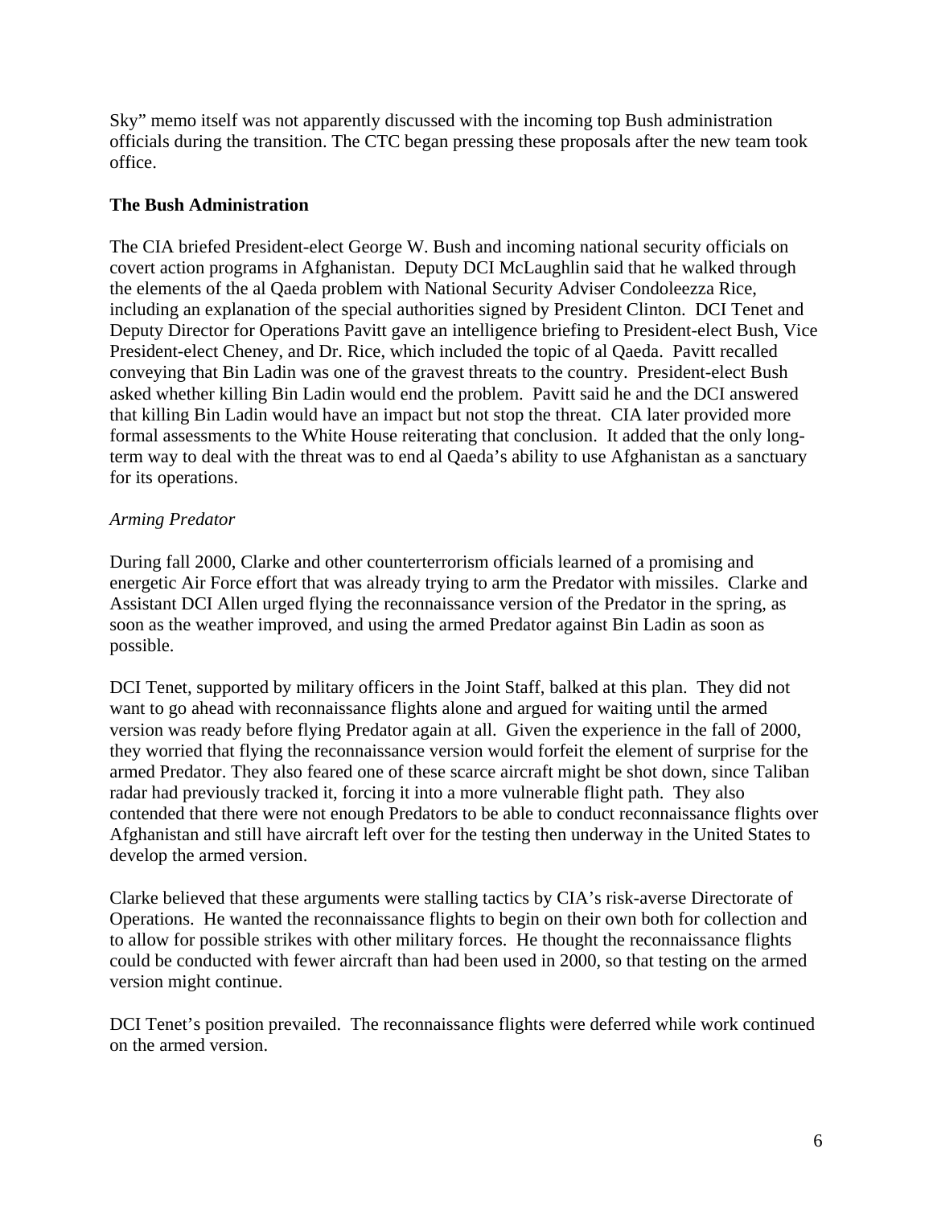Sky" memo itself was not apparently discussed with the incoming top Bush administration officials during the transition. The CTC began pressing these proposals after the new team took office.

**The Bush Administration**

The CIA briefed President-elect George W. Bush and incoming national security officials on covert action programs in Afghanistan. Deputy DCI McLaughlin said that he walked through the elements of the al Qaeda problem with National Security Adviser Condoleezza Rice, including an explanation of the special authorities signed by President Clinton. DCI Tenet and Deputy Director for Operations Pavitt gave an intelligence briefing to President-elect Bush, Vice President-elect Cheney, and Dr. Rice, which included the topic of al Qaeda. Pavitt recalled conveying that Bin Ladin was one of the gravest threats to the country. President-elect Bush asked whether killing Bin Ladin would end the problem. Pavitt said he and the DCI answered that killing Bin Ladin would have an impact but not stop the threat. CIA later provided more formal assessments to the White House reiterating that conclusion. It added that the only long-term way to deal with the threat was to end al Qaeda's ability to use Afghanistan as a sanctuary for its operations.

*Arming Predator*

During fall 2000, Clarke and other counterterrorism officials learned of a promising and energetic Air Force effort that was already trying to arm the Predator with missiles. Clarke and Assistant DCI Allen urged flying the reconnaissance version of the Predator in the spring, as soon as the weather improved, and using the armed Predator against Bin Ladin as soon as possible.

DCI Tenet, supported by military officers in the Joint Staff, balked at this plan. They did not want to go ahead with reconnaissance flights alone and argued for waiting until the armed version was ready before flying Predator again at all. Given the experience in the fall of 2000, they worried that flying the reconnaissance version would forfeit the element of surprise for the armed Predator. They also feared one of these scarce aircraft might be shot down, since Taliban radar had previously tracked it, forcing it into a more vulnerable flight path. They also contended that there were not enough Predators to be able to conduct reconnaissance flights over Afghanistan and still have aircraft left over for the testing then underway in the United States to develop the armed version.

Clarke believed that these arguments were stalling tactics by CIA's risk-averse Directorate of Operations. He wanted the reconnaissance flights to begin on their own both for collection and to allow for possible strikes with other military forces. He thought the reconnaissance flights could be conducted with fewer aircraft than had been used in 2000, so that testing on the armed version might continue.

DCI Tenet's position prevailed. The reconnaissance flights were deferred while work continued on the armed version.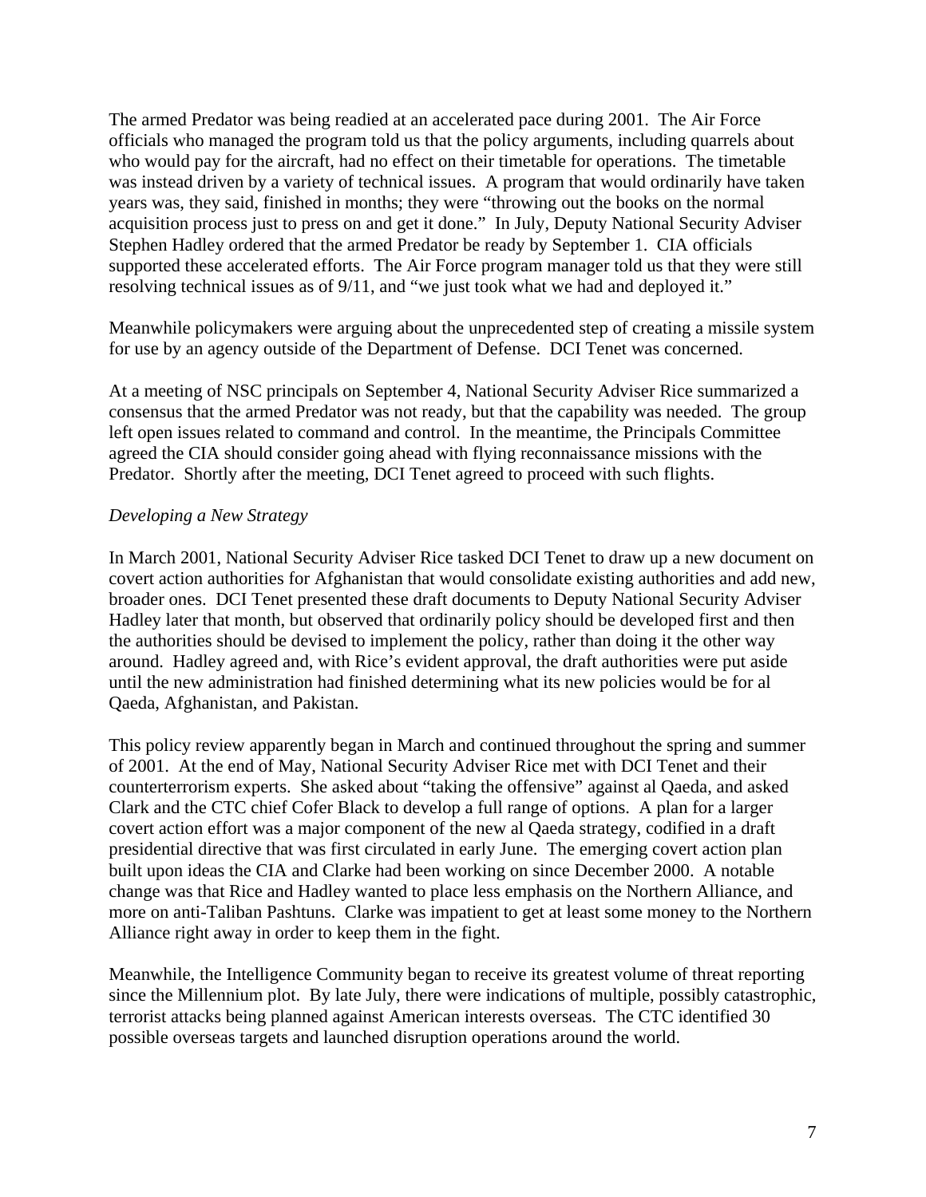The armed Predator was being readied at an accelerated pace during 2001. The Air Force officials who managed the program told us that the policy arguments, including quarrels about who would pay for the aircraft, had no effect on their timetable for operations. The timetable was instead driven by a variety of technical issues. A program that would ordinarily have taken years was, they said, finished in months; they were "throwing out the books on the normal acquisition process just to press on and get it done." In July, Deputy National Security Adviser Stephen Hadley ordered that the armed Predator be ready by September 1. CIA officials supported these accelerated efforts. The Air Force program manager told us that they were still resolving technical issues as of 9/11, and "we just took what we had and deployed it."

Meanwhile policymakers were arguing about the unprecedented step of creating a missile system for use by an agency outside of the Department of Defense. DCI Tenet was concerned.

At a meeting of NSC principals on September 4, National Security Adviser Rice summarized a consensus that the armed Predator was not ready, but that the capability was needed. The group left open issues related to command and control. In the meantime, the Principals Committee agreed the CIA should consider going ahead with flying reconnaissance missions with the Predator. Shortly after the meeting, DCI Tenet agreed to proceed with such flights.

*Developing a New Strategy*

In March 2001, National Security Adviser Rice tasked DCI Tenet to draw up a new document on covert action authorities for Afghanistan that would consolidate existing authorities and add new, broader ones. DCI Tenet presented these draft documents to Deputy National Security Adviser Hadley later that month, but observed that ordinarily policy should be developed first and then the authorities should be devised to implement the policy, rather than doing it the other way around. Hadley agreed and, with Rice's evident approval, the draft authorities were put aside until the new administration had finished determining what its new policies would be for al Qaeda, Afghanistan, and Pakistan.

This policy review apparently began in March and continued throughout the spring and summer of 2001. At the end of May, National Security Adviser Rice met with DCI Tenet and their counterterrorism experts. She asked about "taking the offensive" against al Qaeda, and asked Clark and the CTC chief Cofer Black to develop a full range of options. A plan for a larger covert action effort was a major component of the new al Qaeda strategy, codified in a draft presidential directive that was first circulated in early June. The emerging covert action plan built upon ideas the CIA and Clarke had been working on since December 2000. A notable change was that Rice and Hadley wanted to place less emphasis on the Northern Alliance, and more on anti-Taliban Pashtuns. Clarke was impatient to get at least some money to the Northern Alliance right away in order to keep them in the fight.

Meanwhile, the Intelligence Community began to receive its greatest volume of threat reporting since the Millennium plot. By late July, there were indications of multiple, possibly catastrophic, terrorist attacks being planned against American interests overseas. The CTC identified 30 possible overseas targets and launched disruption operations around the world.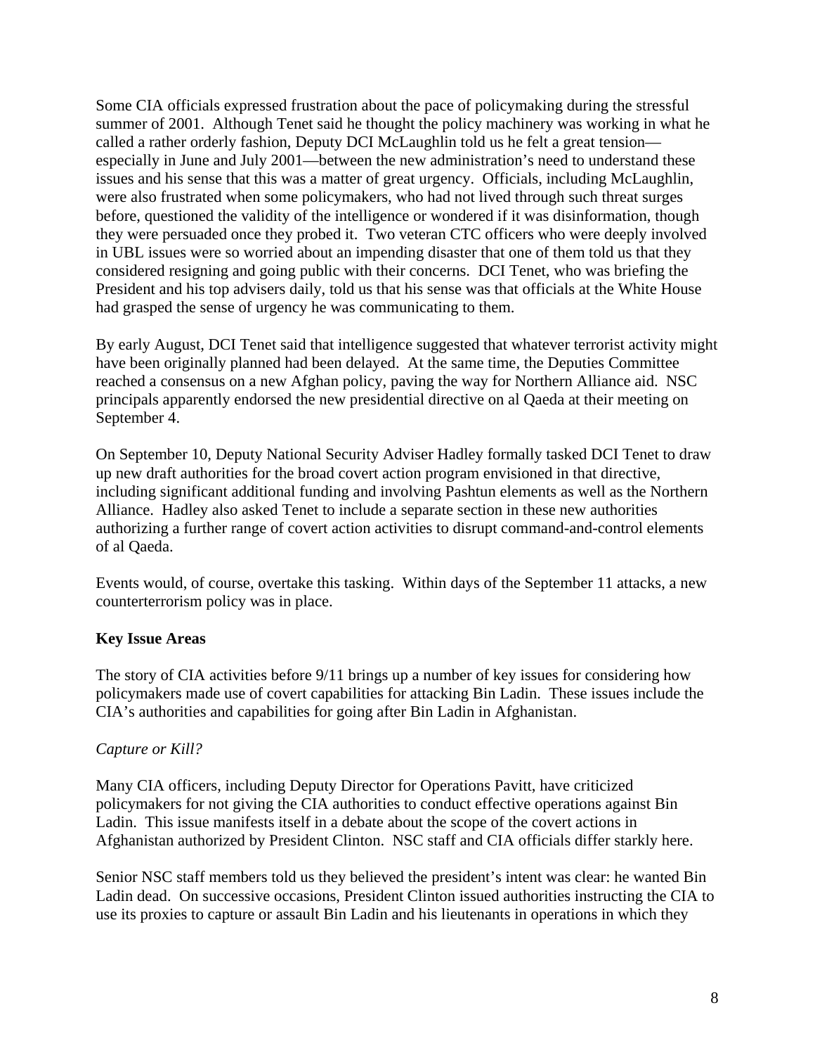Some CIA officials expressed frustration about the pace of policymaking during the stressful summer of 2001. Although Tenet said he thought the policy machinery was working in what he called a rather orderly fashion, Deputy DCI McLaughlin told us he felt a great tension—especially in June and July 2001—between the new administration's need to understand these issues and his sense that this was a matter of great urgency. Officials, including McLaughlin, were also frustrated when some policymakers, who had not lived through such threat surges before, questioned the validity of the intelligence or wondered if it was disinformation, though they were persuaded once they probed it. Two veteran CTC officers who were deeply involved in UBL issues were so worried about an impending disaster that one of them told us that they considered resigning and going public with their concerns. DCI Tenet, who was briefing the President and his top advisers daily, told us that his sense was that officials at the White House had grasped the sense of urgency he was communicating to them.

By early August, DCI Tenet said that intelligence suggested that whatever terrorist activity might have been originally planned had been delayed. At the same time, the Deputies Committee reached a consensus on a new Afghan policy, paving the way for Northern Alliance aid. NSC principals apparently endorsed the new presidential directive on al Qaeda at their meeting on September 4.

On September 10, Deputy National Security Adviser Hadley formally tasked DCI Tenet to draw up new draft authorities for the broad covert action program envisioned in that directive, including significant additional funding and involving Pashtun elements as well as the Northern Alliance. Hadley also asked Tenet to include a separate section in these new authorities authorizing a further range of covert action activities to disrupt command-and-control elements of al Qaeda.

Events would, of course, overtake this tasking. Within days of the September 11 attacks, a new counterterrorism policy was in place.

**Key Issue Areas**

The story of CIA activities before 9/11 brings up a number of key issues for considering how policymakers made use of covert capabilities for attacking Bin Ladin. These issues include the CIA's authorities and capabilities for going after Bin Ladin in Afghanistan.

*Capture or Kill?*

Many CIA officers, including Deputy Director for Operations Pavitt, have criticized policymakers for not giving the CIA authorities to conduct effective operations against Bin Ladin. This issue manifests itself in a debate about the scope of the covert actions in Afghanistan authorized by President Clinton. NSC staff and CIA officials differ starkly here.

Senior NSC staff members told us they believed the president's intent was clear: he wanted Bin Ladin dead. On successive occasions, President Clinton issued authorities instructing the CIA to use its proxies to capture or assault Bin Ladin and his lieutenants in operations in which they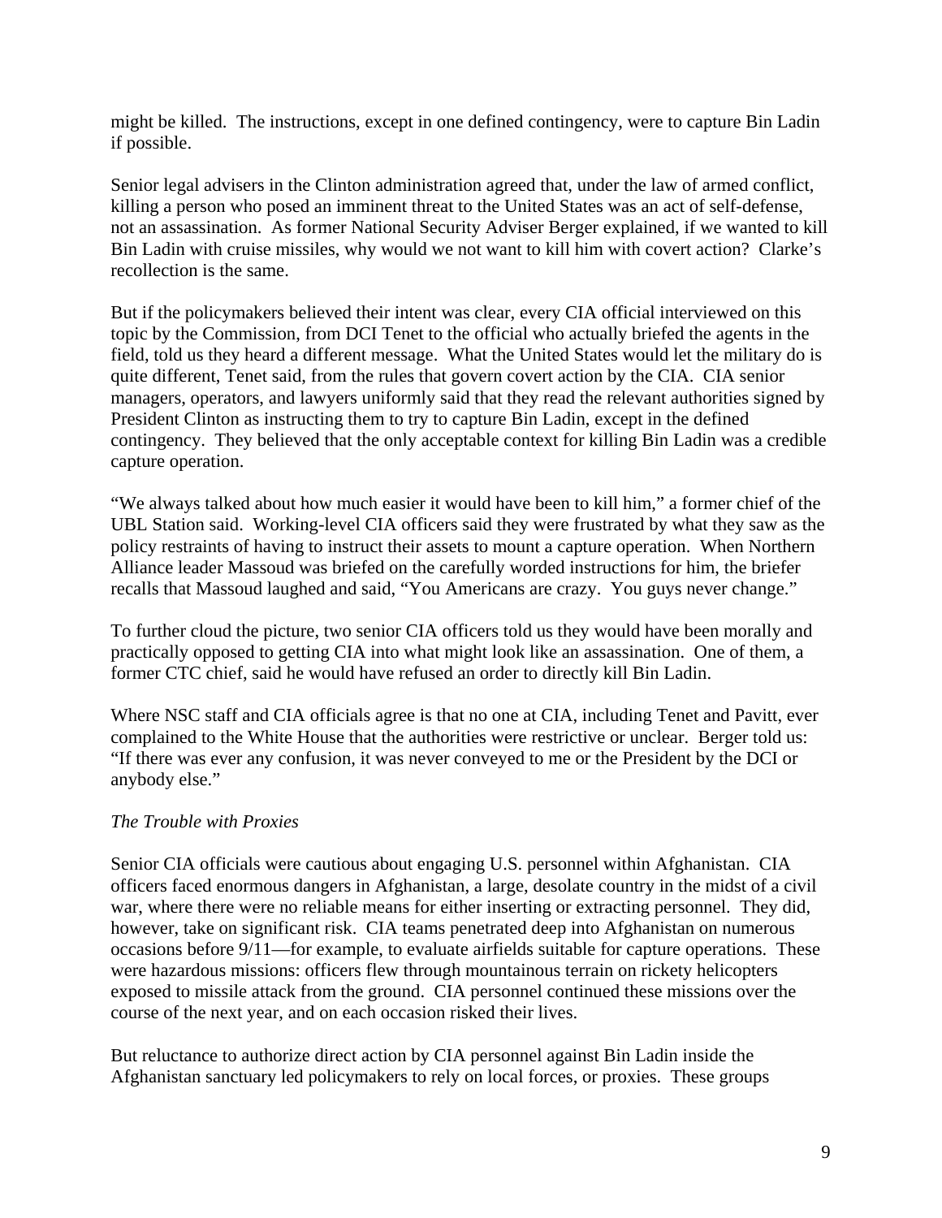might be killed. The instructions, except in one defined contingency, were to capture Bin Ladin if possible.

Senior legal advisers in the Clinton administration agreed that, under the law of armed conflict, killing a person who posed an imminent threat to the United States was an act of self-defense, not an assassination. As former National Security Adviser Berger explained, if we wanted to kill Bin Ladin with cruise missiles, why would we not want to kill him with covert action? Clarke's recollection is the same.

But if the policymakers believed their intent was clear, every CIA official interviewed on this topic by the Commission, from DCI Tenet to the official who actually briefed the agents in the field, told us they heard a different message. What the United States would let the military do is quite different, Tenet said, from the rules that govern covert action by the CIA. CIA senior managers, operators, and lawyers uniformly said that they read the relevant authorities signed by President Clinton as instructing them to try to capture Bin Ladin, except in the defined contingency. They believed that the only acceptable context for killing Bin Ladin was a credible capture operation.

"We always talked about how much easier it would have been to kill him," a former chief of the UBL Station said. Working-level CIA officers said they were frustrated by what they saw as the policy restraints of having to instruct their assets to mount a capture operation. When Northern Alliance leader Massoud was briefed on the carefully worded instructions for him, the briefer recalls that Massoud laughed and said, "You Americans are crazy. You guys never change."

To further cloud the picture, two senior CIA officers told us they would have been morally and practically opposed to getting CIA into what might look like an assassination. One of them, a former CTC chief, said he would have refused an order to directly kill Bin Ladin.

Where NSC staff and CIA officials agree is that no one at CIA, including Tenet and Pavitt, ever complained to the White House that the authorities were restrictive or unclear. Berger told us: "If there was ever any confusion, it was never conveyed to me or the President by the DCI or anybody else."

*The Trouble with Proxies*

Senior CIA officials were cautious about engaging U.S. personnel within Afghanistan. CIA officers faced enormous dangers in Afghanistan, a large, desolate country in the midst of a civil war, where there were no reliable means for either inserting or extracting personnel. They did, however, take on significant risk. CIA teams penetrated deep into Afghanistan on numerous occasions before 9/11—for example, to evaluate airfields suitable for capture operations. These were hazardous missions: officers flew through mountainous terrain on rickety helicopters exposed to missile attack from the ground. CIA personnel continued these missions over the course of the next year, and on each occasion risked their lives.

But reluctance to authorize direct action by CIA personnel against Bin Ladin inside the Afghanistan sanctuary led policymakers to rely on local forces, or proxies. These groups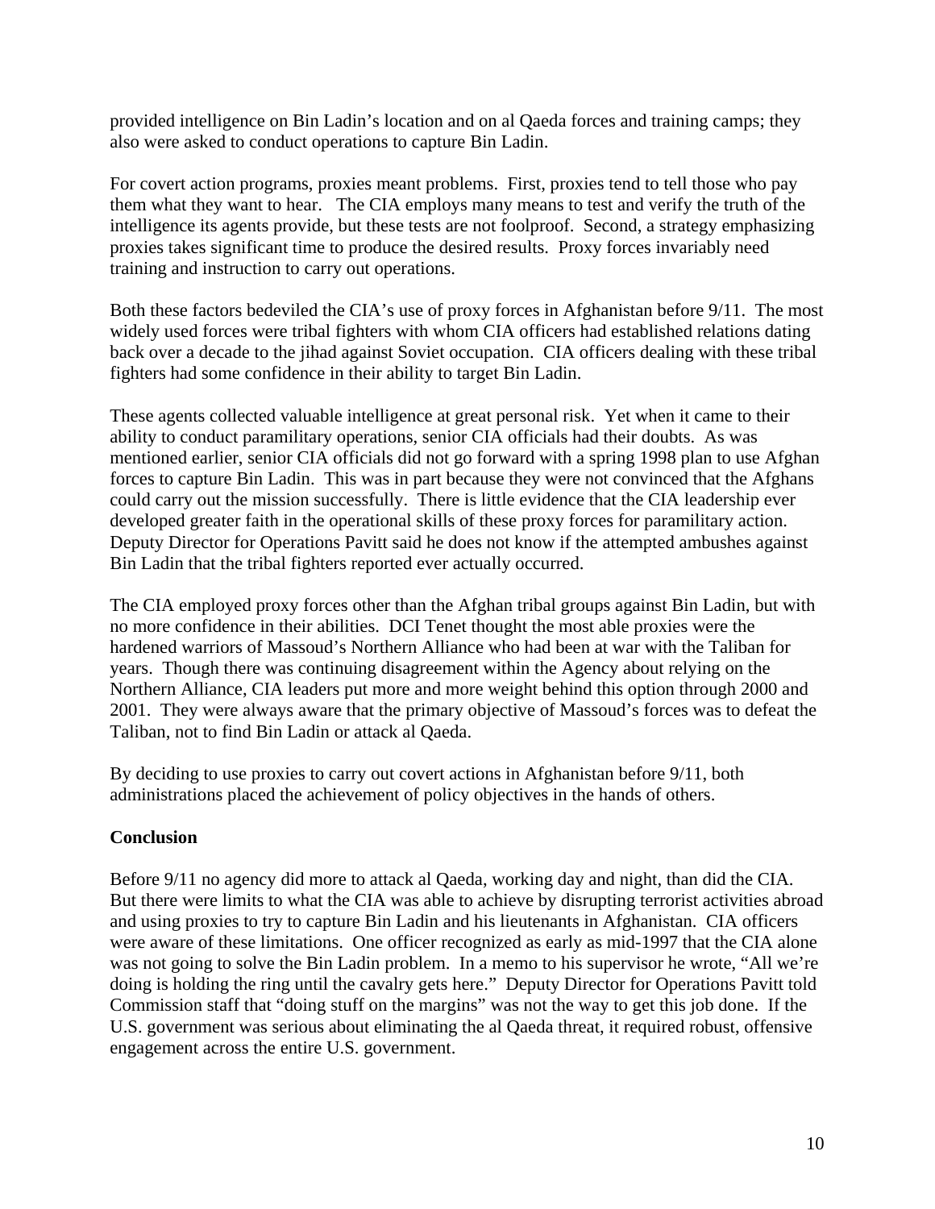provided intelligence on Bin Ladin's location and on al Qaeda forces and training camps; they also were asked to conduct operations to capture Bin Ladin.

For covert action programs, proxies meant problems. First, proxies tend to tell those who pay them what they want to hear. The CIA employs many means to test and verify the truth of the intelligence its agents provide, but these tests are not foolproof. Second, a strategy emphasizing proxies takes significant time to produce the desired results. Proxy forces invariably need training and instruction to carry out operations.

Both these factors bedeviled the CIA's use of proxy forces in Afghanistan before 9/11. The most widely used forces were tribal fighters with whom CIA officers had established relations dating back over a decade to the jihad against Soviet occupation. CIA officers dealing with these tribal fighters had some confidence in their ability to target Bin Ladin.

These agents collected valuable intelligence at great personal risk. Yet when it came to their ability to conduct paramilitary operations, senior CIA officials had their doubts. As was mentioned earlier, senior CIA officials did not go forward with a spring 1998 plan to use Afghan forces to capture Bin Ladin. This was in part because they were not convinced that the Afghans could carry out the mission successfully. There is little evidence that the CIA leadership ever developed greater faith in the operational skills of these proxy forces for paramilitary action. Deputy Director for Operations Pavitt said he does not know if the attempted ambushes against Bin Ladin that the tribal fighters reported ever actually occurred.

The CIA employed proxy forces other than the Afghan tribal groups against Bin Ladin, but with no more confidence in their abilities. DCI Tenet thought the most able proxies were the hardened warriors of Massoud's Northern Alliance who had been at war with the Taliban for years. Though there was continuing disagreement within the Agency about relying on the Northern Alliance, CIA leaders put more and more weight behind this option through 2000 and 2001. They were always aware that the primary objective of Massoud's forces was to defeat the Taliban, not to find Bin Ladin or attack al Qaeda.

By deciding to use proxies to carry out covert actions in Afghanistan before 9/11, both administrations placed the achievement of policy objectives in the hands of others.

**Conclusion**

Before 9/11 no agency did more to attack al Qaeda, working day and night, than did the CIA. But there were limits to what the CIA was able to achieve by disrupting terrorist activities abroad and using proxies to try to capture Bin Ladin and his lieutenants in Afghanistan. CIA officers were aware of these limitations. One officer recognized as early as mid-1997 that the CIA alone was not going to solve the Bin Ladin problem. In a memo to his supervisor he wrote, "All we're doing is holding the ring until the cavalry gets here." Deputy Director for Operations Pavitt told Commission staff that "doing stuff on the margins" was not the way to get this job done. If the U.S. government was serious about eliminating the al Qaeda threat, it required robust, offensive engagement across the entire U.S. government.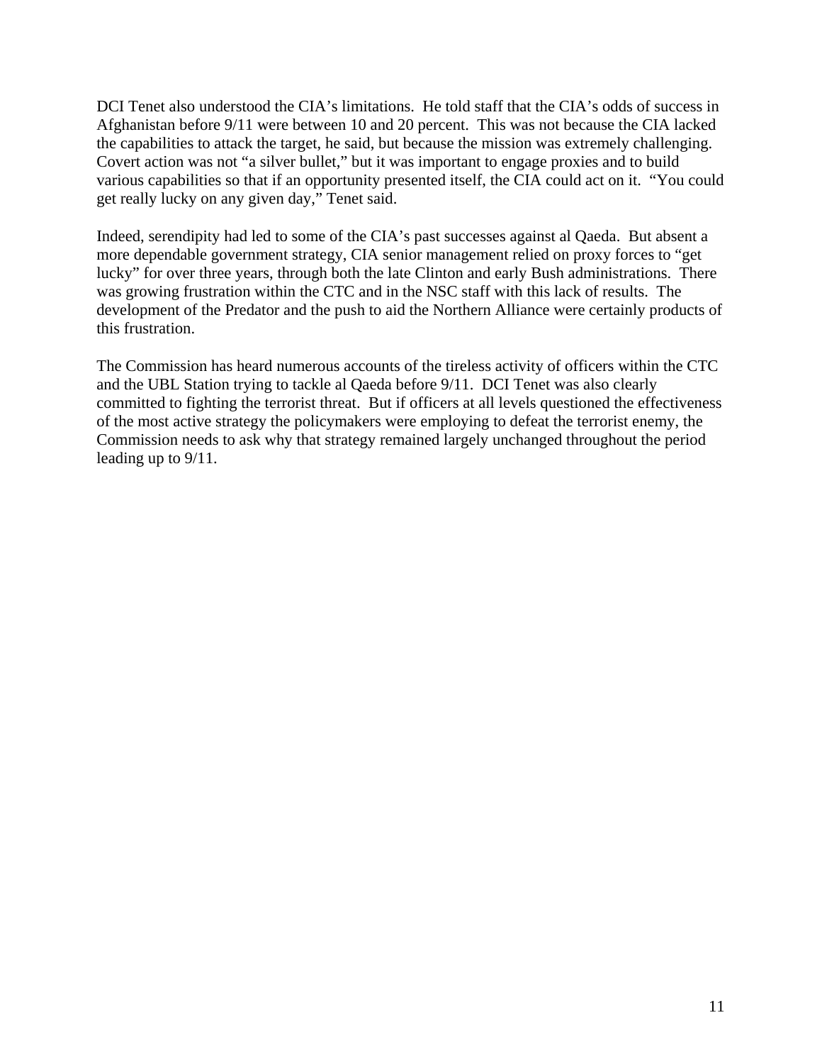DCI Tenet also understood the CIA's limitations. He told staff that the CIA's odds of success in Afghanistan before 9/11 were between 10 and 20 percent. This was not because the CIA lacked the capabilities to attack the target, he said, but because the mission was extremely challenging. Covert action was not "a silver bullet," but it was important to engage proxies and to build various capabilities so that if an opportunity presented itself, the CIA could act on it. "You could get really lucky on any given day," Tenet said.

Indeed, serendipity had led to some of the CIA's past successes against al Qaeda. But absent a more dependable government strategy, CIA senior management relied on proxy forces to "get lucky" for over three years, through both the late Clinton and early Bush administrations. There was growing frustration within the CTC and in the NSC staff with this lack of results. The development of the Predator and the push to aid the Northern Alliance were certainly products of this frustration.

The Commission has heard numerous accounts of the tireless activity of officers within the CTC and the UBL Station trying to tackle al Qaeda before 9/11. DCI Tenet was also clearly committed to fighting the terrorist threat. But if officers at all levels questioned the effectiveness of the most active strategy the policymakers were employing to defeat the terrorist enemy, the Commission needs to ask why that strategy remained largely unchanged throughout the period leading up to 9/11.